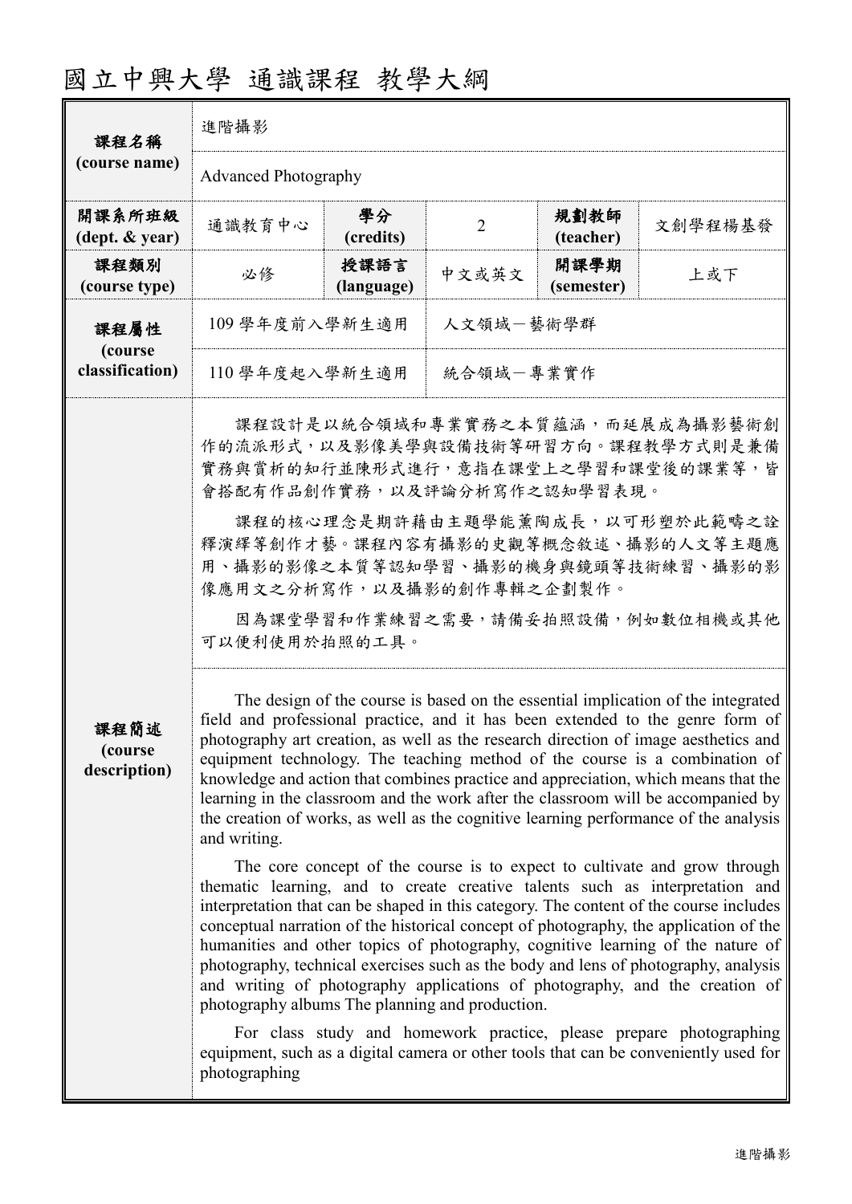# 國立中興大學 通識課程 教學大綱

| 課程名稱 (course name) | 進階攝影 | | | | |
|---|---|---|---|---|---|
| | Advanced Photography | | | | |
| 開課系所班級 (dept. & year) | 通識教育中心 | 學分 (credits) | 2 | 規劃教師 (teacher) | 文創學程楊基發 |
| 課程類別 (course type) | 必修 | 授課語言 (language) | 中文或英文 | 開課學期 (semester) | 上或下 |
| 課程屬性 (course classification) | 109 學年度前入學新生適用 | 人文領域－藝術學群 | | | |
| | 110 學年度起入學新生適用 | 統合領域－專業實作 | | | |

**課程簡述 (course description)**

課程設計是以統合領域和專業實務之本質蘊涵，而延展成為攝影藝術創作的流派形式，以及影像美學與設備技術等研習方向。課程教學方式則是兼備實務與賞析的知行並陳形式進行，意指在課堂上之學習和課堂後的課業等，皆會搭配有作品創作實務，以及評論分析寫作之認知學習表現。

課程的核心理念是期許藉由主題學能薰陶成長，以可形塑於此範疇之詮釋演繹等創作才藝。課程內容有攝影的史觀等概念敘述、攝影的人文等主題應用、攝影的影像之本質等認知學習、攝影的機身與鏡頭等技術練習、攝影的影像應用文之分析寫作，以及攝影的創作專輯之企劃製作。

因為課堂學習和作業練習之需要，請備妥拍照設備，例如數位相機或其他可以便利使用於拍照的工具。

The design of the course is based on the essential implication of the integrated field and professional practice, and it has been extended to the genre form of photography art creation, as well as the research direction of image aesthetics and equipment technology. The teaching method of the course is a combination of knowledge and action that combines practice and appreciation, which means that the learning in the classroom and the work after the classroom will be accompanied by the creation of works, as well as the cognitive learning performance of the analysis and writing.

The core concept of the course is to expect to cultivate and grow through thematic learning, and to create creative talents such as interpretation and interpretation that can be shaped in this category. The content of the course includes conceptual narration of the historical concept of photography, the application of the humanities and other topics of photography, cognitive learning of the nature of photography, technical exercises such as the body and lens of photography, analysis and writing of photography applications of photography, and the creation of photography albums The planning and production.

For class study and homework practice, please prepare photographing equipment, such as a digital camera or other tools that can be conveniently used for photographing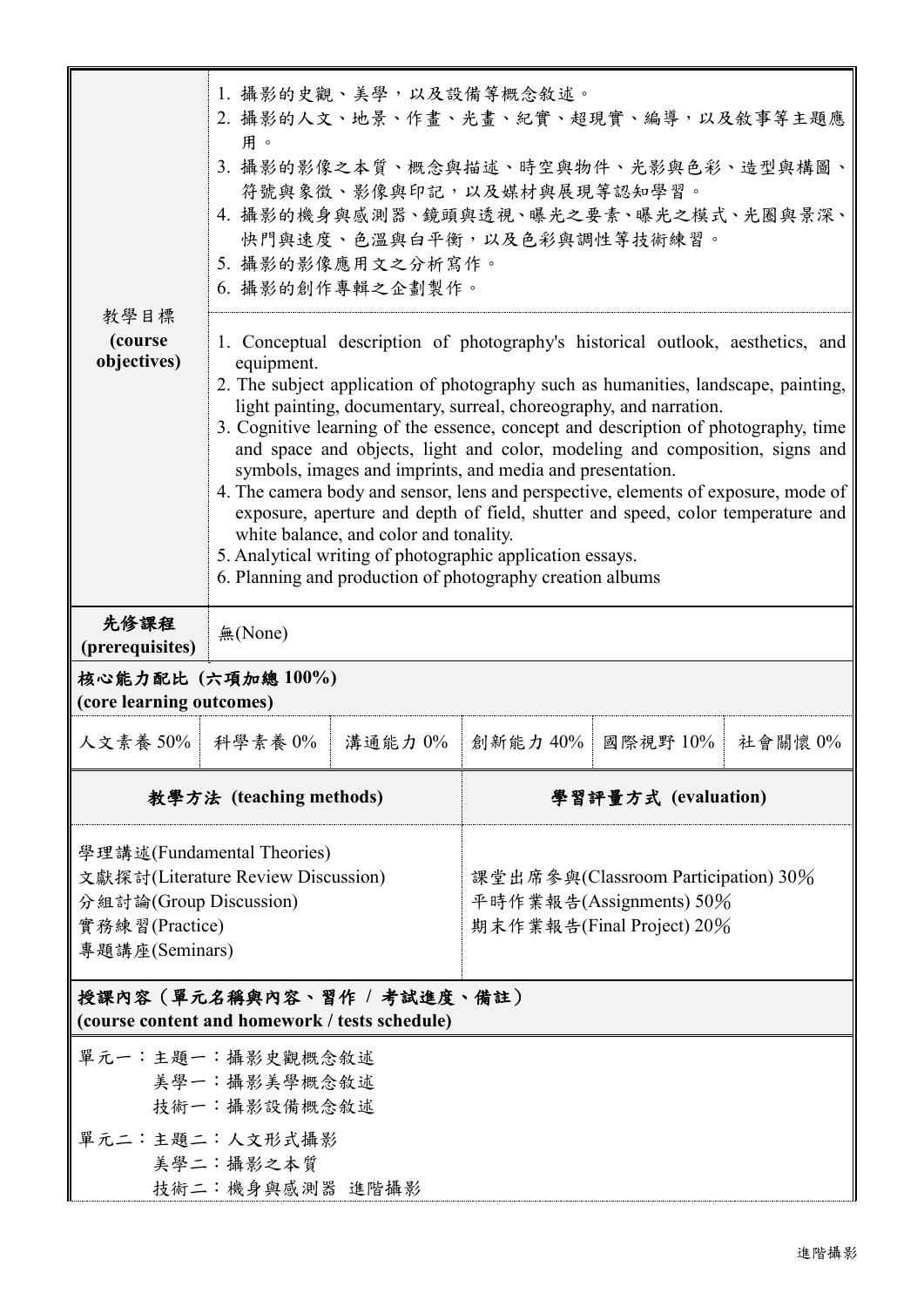| 教學目標 (course objectives) | 1. 攝影的史觀、美學，以及設備等概念敘述。<br>2. 攝影的人文、地景、作畫、光畫、紀實、超現實、編導，以及敘事等主題應用。<br>3. 攝影的影像之本質、概念與描述、時空與物件、光影與色彩、造型與構圖、符號與象徵、影像與印記，以及媒材與展現等認知學習。<br>4. 攝影的機身與感測器、鏡頭與透視、曝光之要素、曝光之模式、光圈與景深、快門與速度、色溫與白平衡，以及色彩與調性等技術練習。<br>5. 攝影的影像應用文之分析寫作。<br>6. 攝影的創作專輯之企劃製作。 |
|---|---|
| | 1. Conceptual description of photography's historical outlook, aesthetics, and equipment.<br>2. The subject application of photography such as humanities, landscape, painting, light painting, documentary, surreal, choreography, and narration.<br>3. Cognitive learning of the essence, concept and description of photography, time and space and objects, light and color, modeling and composition, signs and symbols, images and imprints, and media and presentation.<br>4. The camera body and sensor, lens and perspective, elements of exposure, mode of exposure, aperture and depth of field, shutter and speed, color temperature and white balance, and color and tonality.<br>5. Analytical writing of photographic application essays.<br>6. Planning and production of photography creation albums |
| **先修課程 (prerequisites)** | 無(None) |

**核心能力配比 (六項加總 100%)**
**(core learning outcomes)**

| 人文素養 50% | 科學素養 0% | 溝通能力 0% | 創新能力 40% | 國際視野 10% | 社會關懷 0% |
|---|---|---|---|---|---|

| **教學方法 (teaching methods)** | **學習評量方式 (evaluation)** |
|---|---|
| 學理講述(Fundamental Theories)<br>文獻探討(Literature Review Discussion)<br>分組討論(Group Discussion)<br>實務練習(Practice)<br>專題講座(Seminars) | 課堂出席參與(Classroom Participation) 30%<br>平時作業報告(Assignments) 50%<br>期末作業報告(Final Project) 20% |

**授課內容（單元名稱與內容、習作 / 考試進度、備註）**
**(course content and homework / tests schedule)**

單元一：主題一：攝影史觀概念敘述
美學一：攝影美學概念敘述
技術一：攝影設備概念敘述

單元二：主題二：人文形式攝影
美學二：攝影之本質
技術二：機身與感測器 進階攝影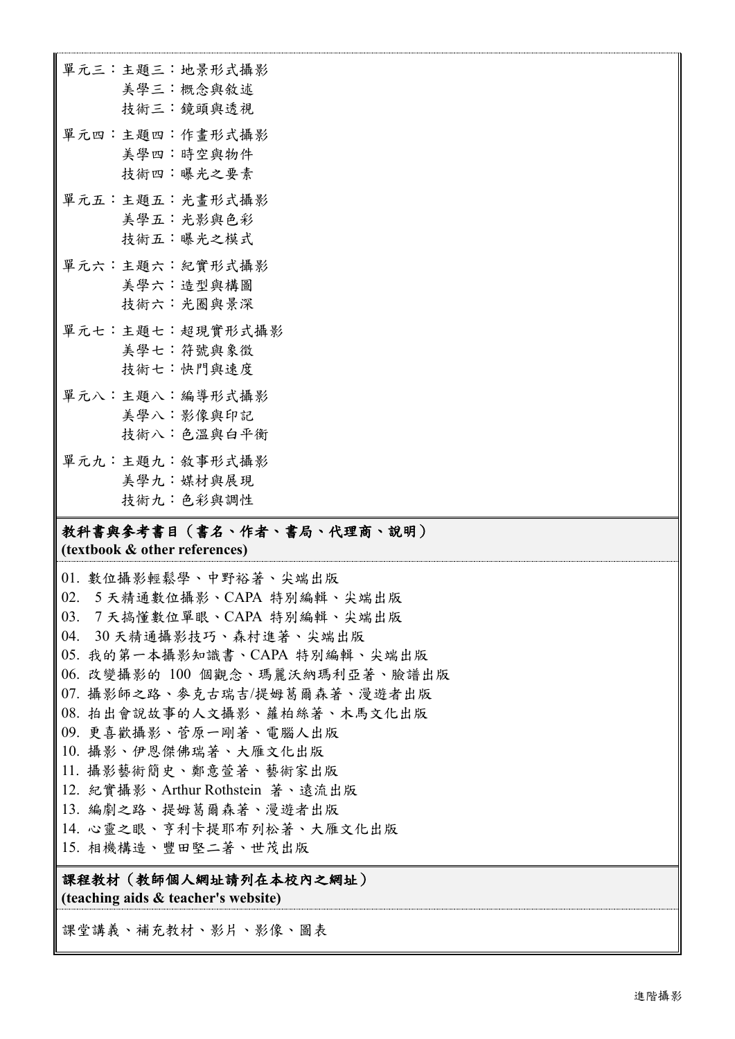單元三：主題三：地景形式攝影
　　　　美學三：概念與敘述
　　　　技術三：鏡頭與透視

單元四：主題四：作畫形式攝影
　　　　美學四：時空與物件
　　　　技術四：曝光之要素

單元五：主題五：光畫形式攝影
　　　　美學五：光影與色彩
　　　　技術五：曝光之模式

單元六：主題六：紀實形式攝影
　　　　美學六：造型與構圖
　　　　技術六：光圈與景深

單元七：主題七：超現實形式攝影
　　　　美學七：符號與象徵
　　　　技術七：快門與速度

單元八：主題八：編導形式攝影
　　　　美學八：影像與印記
　　　　技術八：色溫與白平衡

單元九：主題九：敘事形式攝影
　　　　美學九：媒材與展現
　　　　技術九：色彩與調性

**教科書與參考書目（書名、作者、書局、代理商、說明）**
**(textbook & other references)**

01. 數位攝影輕鬆學、中野裕著、尖端出版
02. 5 天精通數位攝影、CAPA 特別編輯、尖端出版
03. 7 天搞懂數位單眼、CAPA 特別編輯、尖端出版
04. 30 天精通攝影技巧、森村進著、尖端出版
05. 我的第一本攝影知識書、CAPA 特別編輯、尖端出版
06. 改變攝影的 100 個觀念、瑪麗沃納瑪利亞著、臉譜出版
07. 攝影師之路、麥克古瑞吉/提姆葛爾森著、漫遊者出版
08. 拍出會說故事的人文攝影、蘿柏絲著、木馬文化出版
09. 更喜歡攝影、菅原一剛著、電腦人出版
10. 攝影、伊恩傑佛瑞著、大雁文化出版
11. 攝影藝術簡史、鄭意萱著、藝術家出版
12. 紀實攝影、Arthur Rothstein 著、遠流出版
13. 編劇之路、提姆葛爾森著、漫遊者出版
14. 心靈之眼、亨利卡提耶布列松著、大雁文化出版
15. 相機構造、豐田堅二著、世茂出版

**課程教材（教師個人網址請列在本校內之網址）**
**(teaching aids & teacher's website)**

課堂講義、補充教材、影片、影像、圖表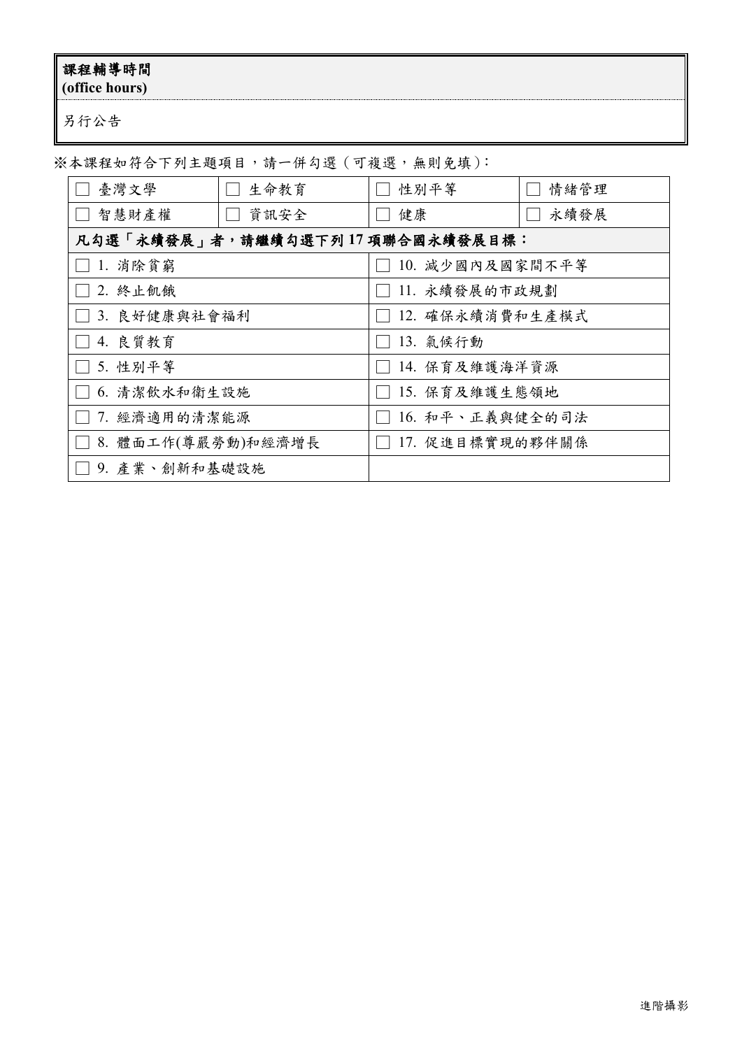| **課程輔導時間 (office hours)** |
|---|
| 另行公告 |

※本課程如符合下列主題項目，請一併勾選（可複選，無則免填）:

| | | | |
|---|---|---|---|
| ☐ 臺灣文學 | ☐ 生命教育 | ☐ 性別平等 | ☐ 情緒管理 |
| ☐ 智慧財產權 | ☐ 資訊安全 | ☐ 健康 | ☐ 永續發展 |

| **凡勾選「永續發展」者，請繼續勾選下列 17 項聯合國永續發展目標：** | |
|---|---|
| ☐ 1. 消除貧窮 | ☐ 10. 減少國內及國家間不平等 |
| ☐ 2. 終止飢餓 | ☐ 11. 永續發展的市政規劃 |
| ☐ 3. 良好健康與社會福利 | ☐ 12. 確保永續消費和生產模式 |
| ☐ 4. 良質教育 | ☐ 13. 氣候行動 |
| ☐ 5. 性別平等 | ☐ 14. 保育及維護海洋資源 |
| ☐ 6. 清潔飲水和衛生設施 | ☐ 15. 保育及維護生態領地 |
| ☐ 7. 經濟適用的清潔能源 | ☐ 16. 和平、正義與健全的司法 |
| ☐ 8. 體面工作(尊嚴勞動)和經濟增長 | ☐ 17. 促進目標實現的夥伴關係 |
| ☐ 9. 產業、創新和基礎設施 | |